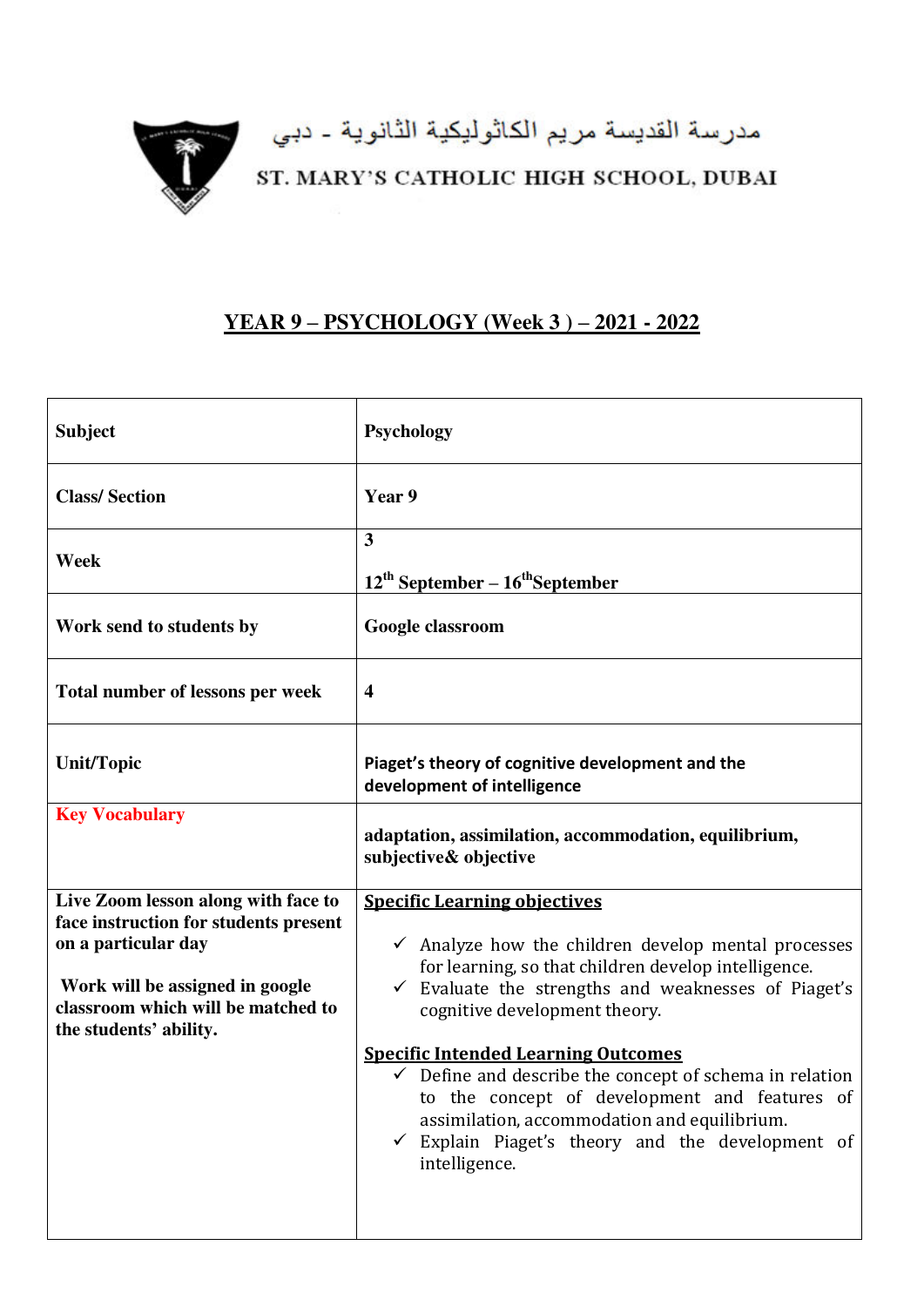مدرسة القديسة مريم الكاثوليكية الثانوية - دبي

ST. MARY'S CATHOLIC HIGH SCHOOL, DUBAI

# YEAR 9 – PSYCHOLOGY (Week 3 ) – 2021 - 2022

| **Subject** | **Psychology** |
|---|---|
| **Class/ Section** | **Year 9** |
| **Week** | **3**<br><br>**12th September – 16thSeptember** |
| **Work send to students by** | **Google classroom** |
| **Total number of lessons per week** | **4** |
| **Unit/Topic** | **Piaget's theory of cognitive development and the development of intelligence** |
| **Key Vocabulary** | **adaptation, assimilation, accommodation, equilibrium, subjective& objective** |
| **Live Zoom lesson along with face to face instruction for students present on a particular day**<br><br>**Work will be assigned in google classroom which will be matched to the students' ability.** | **Specific Learning objectives**<br><br>✓ Analyze how the children develop mental processes for learning, so that children develop intelligence.<br>✓ Evaluate the strengths and weaknesses of Piaget's cognitive development theory.<br><br>**Specific Intended Learning Outcomes**<br>✓ Define and describe the concept of schema in relation to the concept of development and features of assimilation, accommodation and equilibrium.<br>✓ Explain Piaget's theory and the development of intelligence. |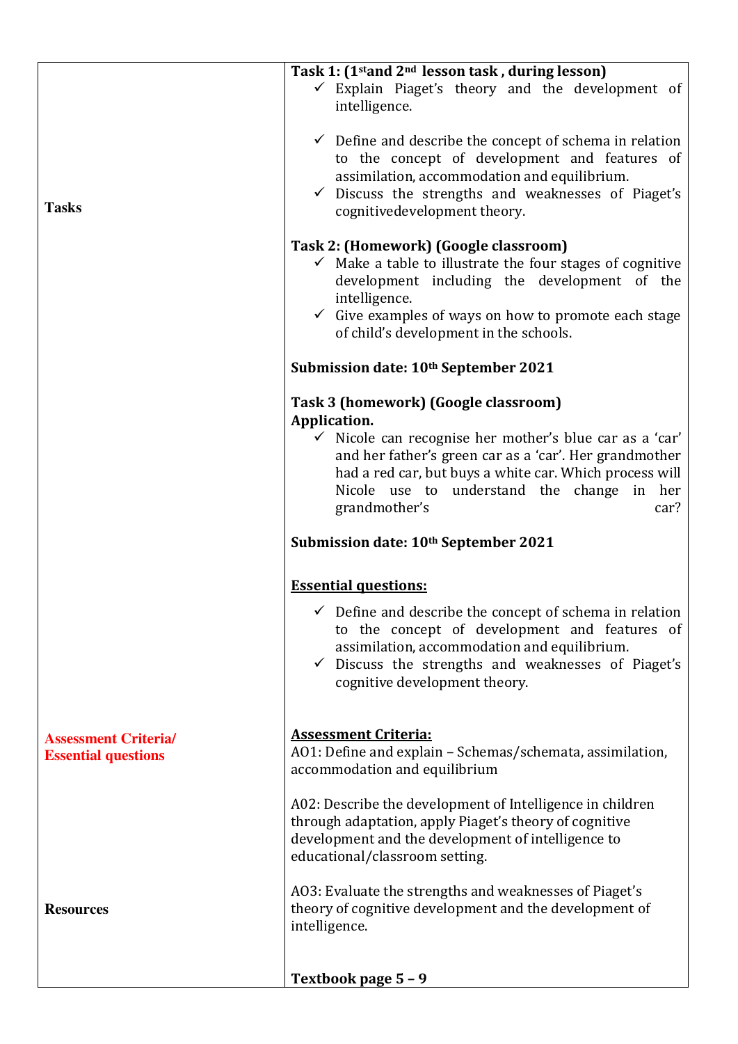| | |
|---|---|
| **Tasks** | **Task 1: (1st and 2nd lesson task , during lesson)**<br>✓ Explain Piaget's theory and the development of intelligence.<br><br>✓ Define and describe the concept of schema in relation to the concept of development and features of assimilation, accommodation and equilibrium.<br>✓ Discuss the strengths and weaknesses of Piaget's cognitivedevelopment theory.<br><br>**Task 2: (Homework) (Google classroom)**<br>✓ Make a table to illustrate the four stages of cognitive development including the development of the intelligence.<br>✓ Give examples of ways on how to promote each stage of child's development in the schools.<br><br>**Submission date: 10th September 2021**<br><br>**Task 3 (homework) (Google classroom)**<br>**Application.**<br>✓ Nicole can recognise her mother's blue car as a 'car' and her father's green car as a 'car'. Her grandmother had a red car, but buys a white car. Which process will Nicole use to understand the change in her grandmother's car?<br><br>**Submission date: 10th September 2021**<br><br>**Essential questions:**<br>✓ Define and describe the concept of schema in relation to the concept of development and features of assimilation, accommodation and equilibrium.<br>✓ Discuss the strengths and weaknesses of Piaget's cognitive development theory. |
| **Assessment Criteria/ Essential questions** | **Assessment Criteria:**<br>AO1: Define and explain – Schemas/schemata, assimilation, accommodation and equilibrium<br><br>A02: Describe the development of Intelligence in children through adaptation, apply Piaget's theory of cognitive development and the development of intelligence to educational/classroom setting.<br><br>AO3: Evaluate the strengths and weaknesses of Piaget's theory of cognitive development and the development of intelligence. |
| **Resources** | **Textbook page 5 – 9** |